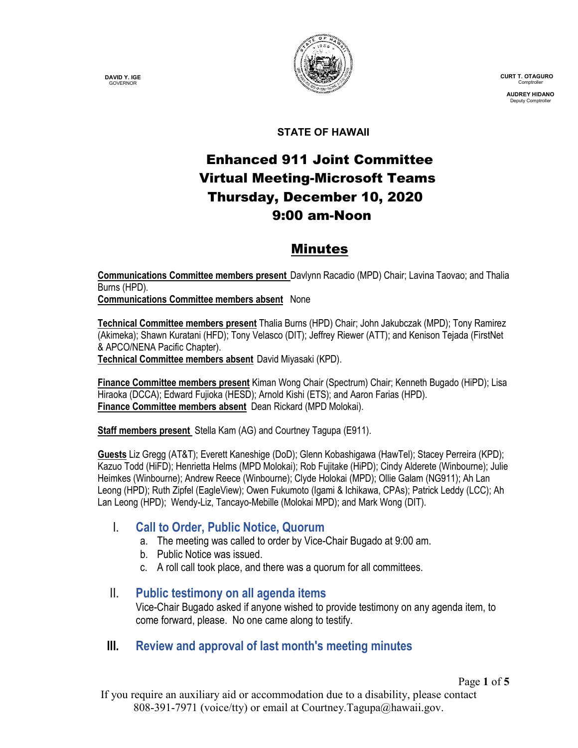**DAVID Y. IGE**
GOVERNOR

**CURT T. OTAGURO**
Comptroller

**AUDREY HIDANO**
Deputy Comptroller

**STATE OF HAWAII**

# Enhanced 911 Joint Committee
# Virtual Meeting-Microsoft Teams
# Thursday, December 10, 2020
# 9:00 am-Noon

## Minutes

**Communications Committee members present** Davlynn Racadio (MPD) Chair; Lavina Taovao; and Thalia Burns (HPD).
**Communications Committee members absent** None

**Technical Committee members present** Thalia Burns (HPD) Chair; John Jakubczak (MPD); Tony Ramirez (Akimeka); Shawn Kuratani (HFD); Tony Velasco (DIT); Jeffrey Riewer (ATT); and Kenison Tejada (FirstNet & APCO/NENA Pacific Chapter).
**Technical Committee members absent** David Miyasaki (KPD).

**Finance Committee members present** Kiman Wong Chair (Spectrum) Chair; Kenneth Bugado (HiPD); Lisa Hiraoka (DCCA); Edward Fujioka (HESD); Arnold Kishi (ETS); and Aaron Farias (HPD).
**Finance Committee members absent** Dean Rickard (MPD Molokai).

**Staff members present** Stella Kam (AG) and Courtney Tagupa (E911).

**Guests** Liz Gregg (AT&T); Everett Kaneshige (DoD); Glenn Kobashigawa (HawTel); Stacey Perreira (KPD); Kazuo Todd (HiFD); Henrietta Helms (MPD Molokai); Rob Fujitake (HiPD); Cindy Alderete (Winbourne); Julie Heimkes (Winbourne); Andrew Reece (Winbourne); Clyde Holokai (MPD); Ollie Galam (NG911); Ah Lan Leong (HPD); Ruth Zipfel (EagleView); Owen Fukumoto (Igami & Ichikawa, CPAs); Patrick Leddy (LCC); Ah Lan Leong (HPD); Wendy-Liz, Tancayo-Mebille (Molokai MPD); and Mark Wong (DIT).

## I. Call to Order, Public Notice, Quorum

a. The meeting was called to order by Vice-Chair Bugado at 9:00 am.
b. Public Notice was issued.
c. A roll call took place, and there was a quorum for all committees.

## II. Public testimony on all agenda items

Vice-Chair Bugado asked if anyone wished to provide testimony on any agenda item, to come forward, please. No one came along to testify.

## III. Review and approval of last month's meeting minutes

If you require an auxiliary aid or accommodation due to a disability, please contact 808-391-7971 (voice/tty) or email at Courtney.Tagupa@hawaii.gov.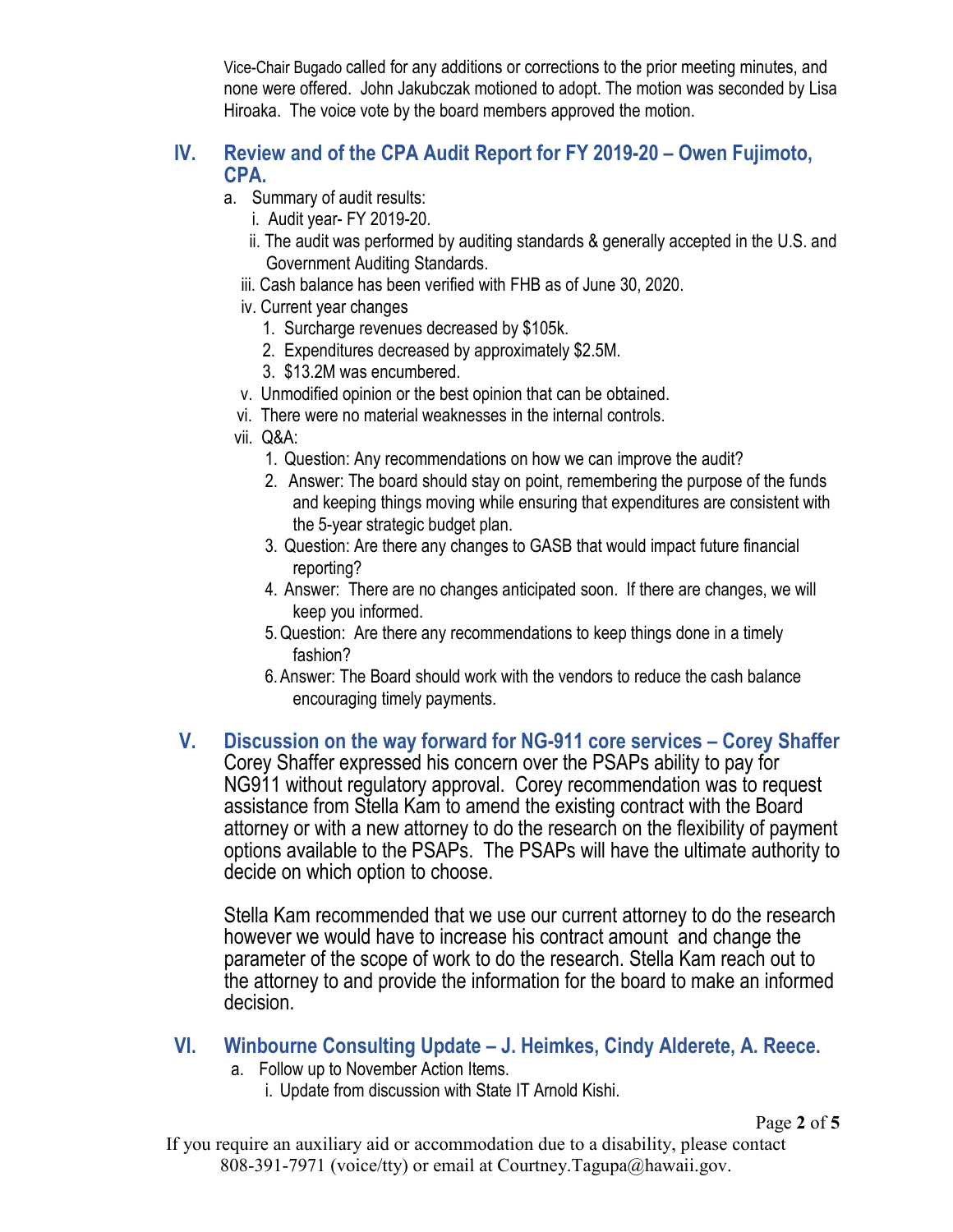Vice-Chair Bugado called for any additions or corrections to the prior meeting minutes, and none were offered. John Jakubczak motioned to adopt. The motion was seconded by Lisa Hiroaka. The voice vote by the board members approved the motion.

## IV. Review and of the CPA Audit Report for FY 2019-20 – Owen Fujimoto, CPA.

a. Summary of audit results:
   i. Audit year- FY 2019-20.
   ii. The audit was performed by auditing standards & generally accepted in the U.S. and Government Auditing Standards.
   iii. Cash balance has been verified with FHB as of June 30, 2020.
   iv. Current year changes
      1. Surcharge revenues decreased by $105k.
      2. Expenditures decreased by approximately $2.5M.
      3. $13.2M was encumbered.
   v. Unmodified opinion or the best opinion that can be obtained.
   vi. There were no material weaknesses in the internal controls.
   vii. Q&A:
      1. Question: Any recommendations on how we can improve the audit?
      2. Answer: The board should stay on point, remembering the purpose of the funds and keeping things moving while ensuring that expenditures are consistent with the 5-year strategic budget plan.
      3. Question: Are there any changes to GASB that would impact future financial reporting?
      4. Answer: There are no changes anticipated soon. If there are changes, we will keep you informed.
      5. Question: Are there any recommendations to keep things done in a timely fashion?
      6. Answer: The Board should work with the vendors to reduce the cash balance encouraging timely payments.

## V. Discussion on the way forward for NG-911 core services – Corey Shaffer

Corey Shaffer expressed his concern over the PSAPs ability to pay for NG911 without regulatory approval. Corey recommendation was to request assistance from Stella Kam to amend the existing contract with the Board attorney or with a new attorney to do the research on the flexibility of payment options available to the PSAPs. The PSAPs will have the ultimate authority to decide on which option to choose.

Stella Kam recommended that we use our current attorney to do the research however we would have to increase his contract amount and change the parameter of the scope of work to do the research. Stella Kam reach out to the attorney to and provide the information for the board to make an informed decision.

## VI. Winbourne Consulting Update – J. Heimkes, Cindy Alderete, A. Reece.

a. Follow up to November Action Items.
   i. Update from discussion with State IT Arnold Kishi.

If you require an auxiliary aid or accommodation due to a disability, please contact 808-391-7971 (voice/tty) or email at Courtney.Tagupa@hawaii.gov.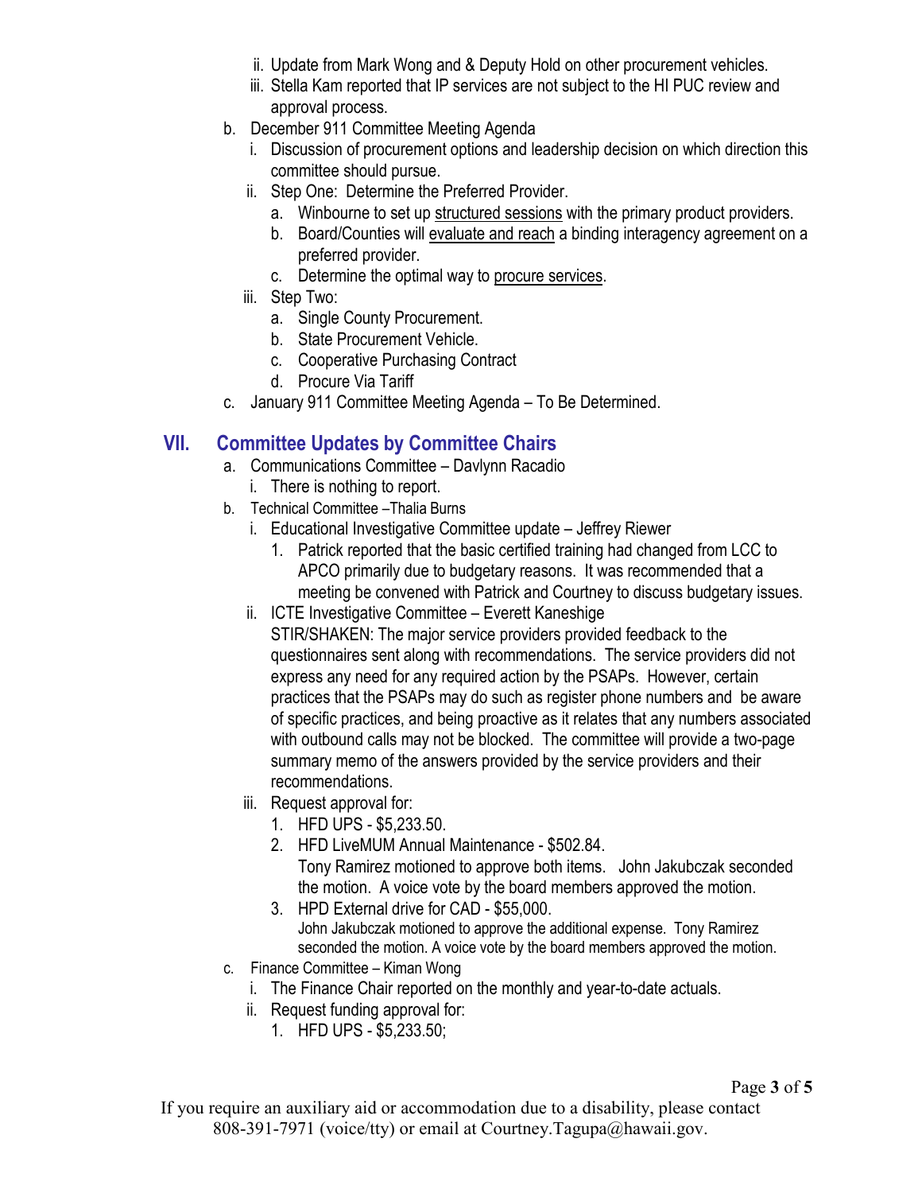ii. Update from Mark Wong and & Deputy Hold on other procurement vehicles.

iii. Stella Kam reported that IP services are not subject to the HI PUC review and approval process.

b. December 911 Committee Meeting Agenda

   i. Discussion of procurement options and leadership decision on which direction this committee should pursue.

   ii. Step One: Determine the Preferred Provider.

      a. Winbourne to set up <u>structured sessions</u> with the primary product providers.

      b. Board/Counties will <u>evaluate and reach</u> a binding interagency agreement on a preferred provider.

      c. Determine the optimal way to <u>procure services</u>.

   iii. Step Two:

      a. Single County Procurement.

      b. State Procurement Vehicle.

      c. Cooperative Purchasing Contract

      d. Procure Via Tariff

c. January 911 Committee Meeting Agenda – To Be Determined.

## VII. Committee Updates by Committee Chairs

a. Communications Committee – Davlynn Racadio

   i. There is nothing to report.

b. Technical Committee –Thalia Burns

   i. Educational Investigative Committee update – Jeffrey Riewer

      1. Patrick reported that the basic certified training had changed from LCC to APCO primarily due to budgetary reasons. It was recommended that a meeting be convened with Patrick and Courtney to discuss budgetary issues.

   ii. ICTE Investigative Committee – Everett Kaneshige

      STIR/SHAKEN: The major service providers provided feedback to the questionnaires sent along with recommendations. The service providers did not express any need for any required action by the PSAPs. However, certain practices that the PSAPs may do such as register phone numbers and be aware of specific practices, and being proactive as it relates that any numbers associated with outbound calls may not be blocked. The committee will provide a two-page summary memo of the answers provided by the service providers and their recommendations.

   iii. Request approval for:

      1. HFD UPS - $5,233.50.

      2. HFD LiveMUM Annual Maintenance - $502.84.

         Tony Ramirez motioned to approve both items. John Jakubczak seconded the motion. A voice vote by the board members approved the motion.

      3. HPD External drive for CAD - $55,000.

         John Jakubczak motioned to approve the additional expense. Tony Ramirez seconded the motion. A voice vote by the board members approved the motion.

c. Finance Committee – Kiman Wong

   i. The Finance Chair reported on the monthly and year-to-date actuals.

   ii. Request funding approval for:

      1. HFD UPS - $5,233.50;

If you require an auxiliary aid or accommodation due to a disability, please contact 808-391-7971 (voice/tty) or email at Courtney.Tagupa@hawaii.gov.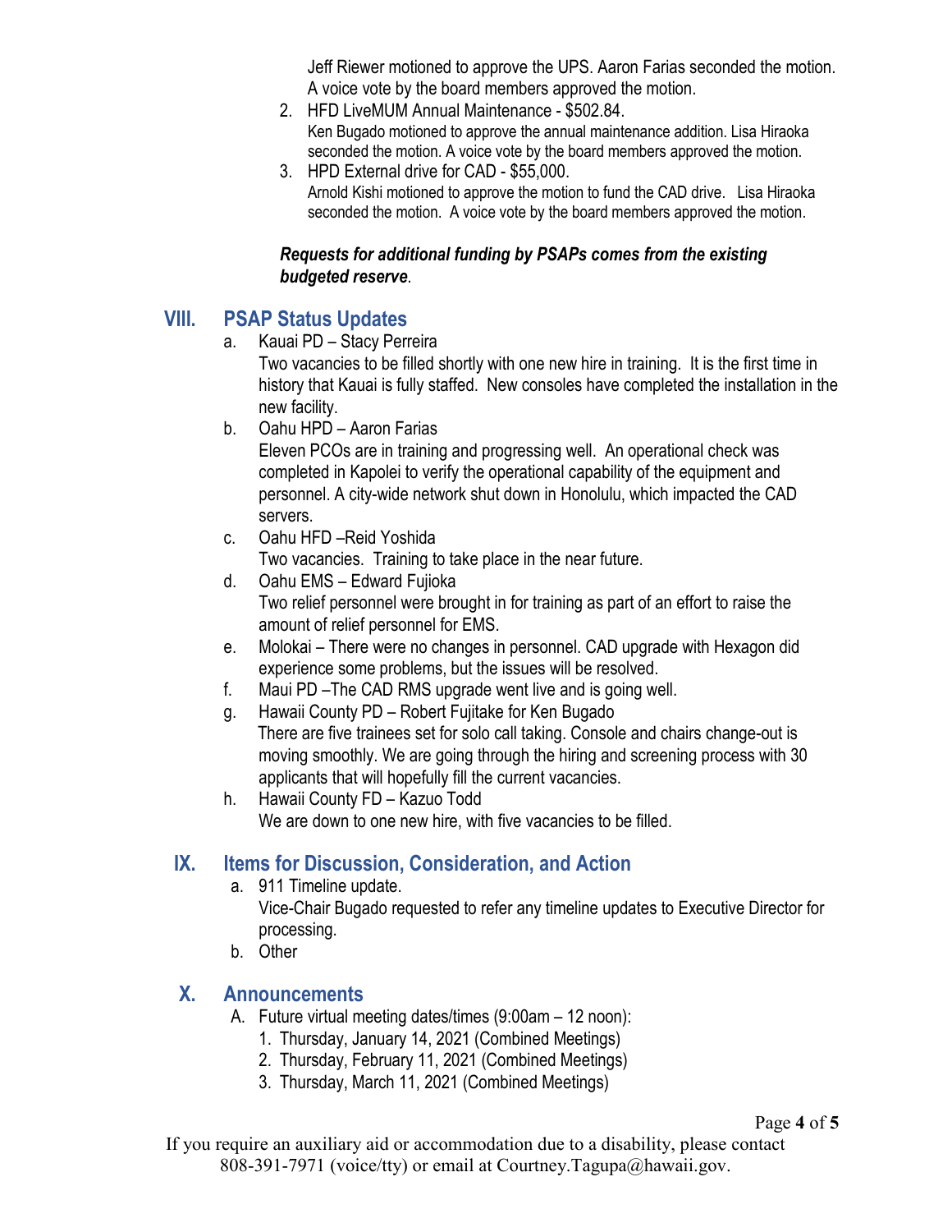Jeff Riewer motioned to approve the UPS. Aaron Farias seconded the motion. A voice vote by the board members approved the motion.

2. HFD LiveMUM Annual Maintenance - $502.84.
   Ken Bugado motioned to approve the annual maintenance addition. Lisa Hiraoka seconded the motion. A voice vote by the board members approved the motion.
3. HPD External drive for CAD - $55,000.
   Arnold Kishi motioned to approve the motion to fund the CAD drive. Lisa Hiraoka seconded the motion. A voice vote by the board members approved the motion.

***Requests for additional funding by PSAPs comes from the existing budgeted reserve***.

## VIII. PSAP Status Updates

a. Kauai PD – Stacy Perreira
   Two vacancies to be filled shortly with one new hire in training. It is the first time in history that Kauai is fully staffed. New consoles have completed the installation in the new facility.

b. Oahu HPD – Aaron Farias
   Eleven PCOs are in training and progressing well. An operational check was completed in Kapolei to verify the operational capability of the equipment and personnel. A city-wide network shut down in Honolulu, which impacted the CAD servers.

c. Oahu HFD –Reid Yoshida
   Two vacancies. Training to take place in the near future.

d. Oahu EMS – Edward Fujioka
   Two relief personnel were brought in for training as part of an effort to raise the amount of relief personnel for EMS.

e. Molokai – There were no changes in personnel. CAD upgrade with Hexagon did experience some problems, but the issues will be resolved.

f. Maui PD –The CAD RMS upgrade went live and is going well.

g. Hawaii County PD – Robert Fujitake for Ken Bugado
   There are five trainees set for solo call taking. Console and chairs change-out is moving smoothly. We are going through the hiring and screening process with 30 applicants that will hopefully fill the current vacancies.

h. Hawaii County FD – Kazuo Todd
   We are down to one new hire, with five vacancies to be filled.

## IX. Items for Discussion, Consideration, and Action

a. 911 Timeline update.
   Vice-Chair Bugado requested to refer any timeline updates to Executive Director for processing.

b. Other

## X. Announcements

A. Future virtual meeting dates/times (9:00am – 12 noon):
   1. Thursday, January 14, 2021 (Combined Meetings)
   2. Thursday, February 11, 2021 (Combined Meetings)
   3. Thursday, March 11, 2021 (Combined Meetings)

If you require an auxiliary aid or accommodation due to a disability, please contact 808-391-7971 (voice/tty) or email at Courtney.Tagupa@hawaii.gov.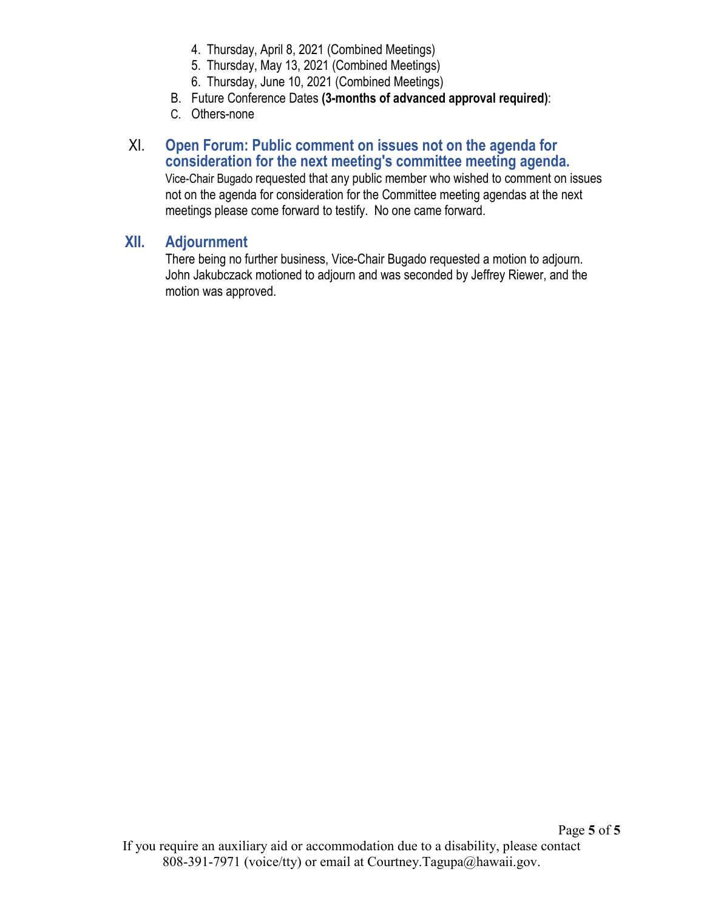4. Thursday, April 8, 2021 (Combined Meetings)
5. Thursday, May 13, 2021 (Combined Meetings)
6. Thursday, June 10, 2021 (Combined Meetings)

B. Future Conference Dates **(3-months of advanced approval required)**:

C. Others-none

## XI. Open Forum: Public comment on issues not on the agenda for consideration for the next meeting's committee meeting agenda.

Vice-Chair Bugado requested that any public member who wished to comment on issues not on the agenda for consideration for the Committee meeting agendas at the next meetings please come forward to testify. No one came forward.

## XII. Adjournment

There being no further business, Vice-Chair Bugado requested a motion to adjourn. John Jakubczack motioned to adjourn and was seconded by Jeffrey Riewer, and the motion was approved.

If you require an auxiliary aid or accommodation due to a disability, please contact 808-391-7971 (voice/tty) or email at Courtney.Tagupa@hawaii.gov.